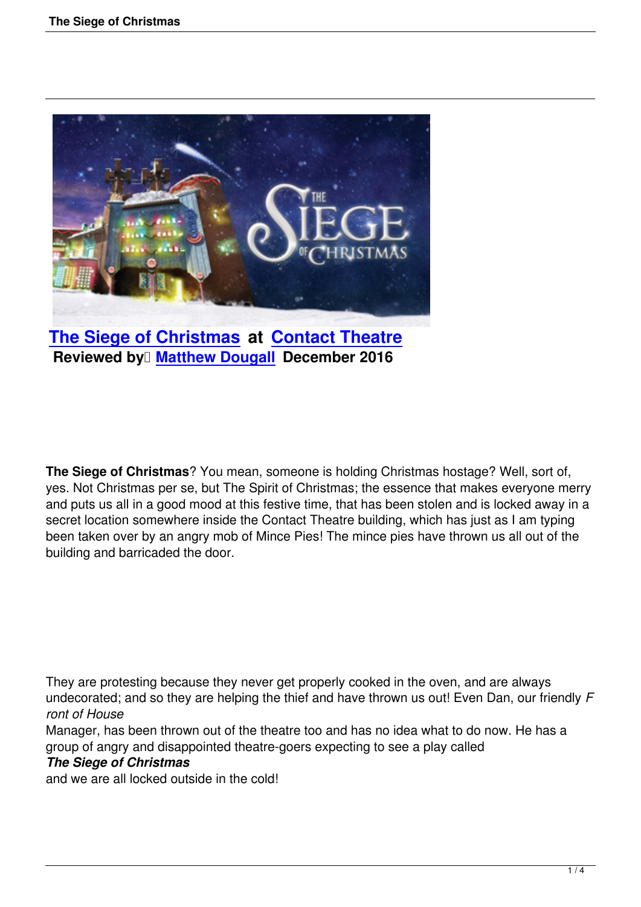**The Siege of Christmas** at **Contact Theatre**

**Reviewed by Matthew Dougall December 2016**

**The Siege of Christmas**? You mean, someone is holding Christmas hostage? Well, sort of, yes. Not Christmas per se, but The Spirit of Christmas; the essence that makes everyone merry and puts us all in a good mood at this festive time, that has been stolen and is locked away in a secret location somewhere inside the Contact Theatre building, which has just as I am typing been taken over by an angry mob of Mince Pies! The mince pies have thrown us all out of the building and barricaded the door.

They are protesting because they never get properly cooked in the oven, and are always undecorated; and so they are helping the thief and have thrown us out! Even Dan, our friendly *Front of House* Manager, has been thrown out of the theatre too and has no idea what to do now. He has a group of angry and disappointed theatre-goers expecting to see a play called ***The Siege of Christmas*** and we are all locked outside in the cold!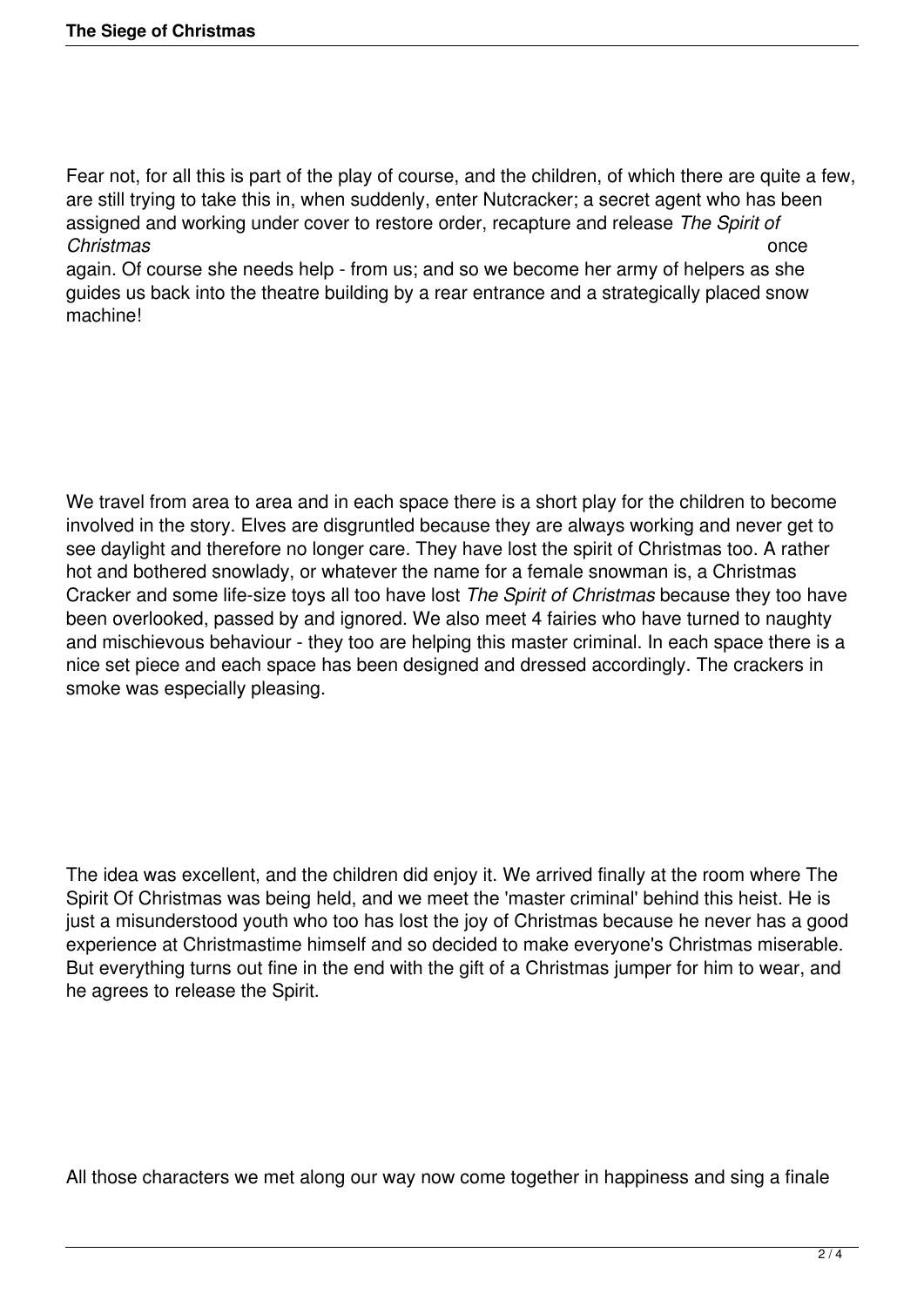Fear not, for all this is part of the play of course, and the children, of which there are quite a few, are still trying to take this in, when suddenly, enter Nutcracker; a secret agent who has been assigned and working under cover to restore order, recapture and release *The Spirit of Christmas* once again. Of course she needs help - from us; and so we become her army of helpers as she guides us back into the theatre building by a rear entrance and a strategically placed snow machine!

We travel from area to area and in each space there is a short play for the children to become involved in the story. Elves are disgruntled because they are always working and never get to see daylight and therefore no longer care. They have lost the spirit of Christmas too. A rather hot and bothered snowlady, or whatever the name for a female snowman is, a Christmas Cracker and some life-size toys all too have lost *The Spirit of Christmas* because they too have been overlooked, passed by and ignored. We also meet 4 fairies who have turned to naughty and mischievous behaviour - they too are helping this master criminal. In each space there is a nice set piece and each space has been designed and dressed accordingly. The crackers in smoke was especially pleasing.

The idea was excellent, and the children did enjoy it. We arrived finally at the room where The Spirit Of Christmas was being held, and we meet the 'master criminal' behind this heist. He is just a misunderstood youth who too has lost the joy of Christmas because he never has a good experience at Christmastime himself and so decided to make everyone's Christmas miserable. But everything turns out fine in the end with the gift of a Christmas jumper for him to wear, and he agrees to release the Spirit.

All those characters we met along our way now come together in happiness and sing a finale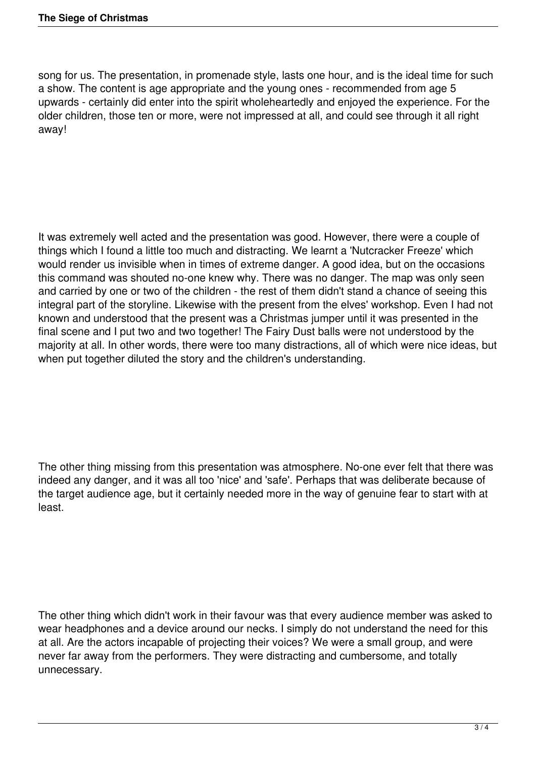song for us. The presentation, in promenade style, lasts one hour, and is the ideal time for such a show. The content is age appropriate and the young ones - recommended from age 5 upwards - certainly did enter into the spirit wholeheartedly and enjoyed the experience. For the older children, those ten or more, were not impressed at all, and could see through it all right away!

It was extremely well acted and the presentation was good. However, there were a couple of things which I found a little too much and distracting. We learnt a 'Nutcracker Freeze' which would render us invisible when in times of extreme danger. A good idea, but on the occasions this command was shouted no-one knew why. There was no danger. The map was only seen and carried by one or two of the children - the rest of them didn't stand a chance of seeing this integral part of the storyline. Likewise with the present from the elves' workshop. Even I had not known and understood that the present was a Christmas jumper until it was presented in the final scene and I put two and two together! The Fairy Dust balls were not understood by the majority at all. In other words, there were too many distractions, all of which were nice ideas, but when put together diluted the story and the children's understanding.

The other thing missing from this presentation was atmosphere. No-one ever felt that there was indeed any danger, and it was all too 'nice' and 'safe'. Perhaps that was deliberate because of the target audience age, but it certainly needed more in the way of genuine fear to start with at least.

The other thing which didn't work in their favour was that every audience member was asked to wear headphones and a device around our necks. I simply do not understand the need for this at all. Are the actors incapable of projecting their voices? We were a small group, and were never far away from the performers. They were distracting and cumbersome, and totally unnecessary.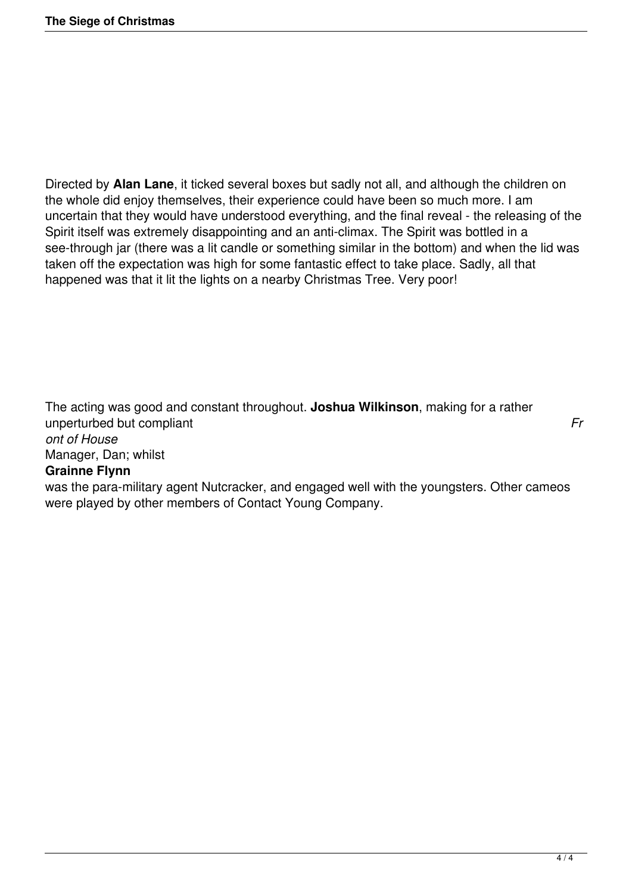Directed by **Alan Lane**, it ticked several boxes but sadly not all, and although the children on the whole did enjoy themselves, their experience could have been so much more. I am uncertain that they would have understood everything, and the final reveal - the releasing of the Spirit itself was extremely disappointing and an anti-climax. The Spirit was bottled in a see-through jar (there was a lit candle or something similar in the bottom) and when the lid was taken off the expectation was high for some fantastic effect to take place. Sadly, all that happened was that it lit the lights on a nearby Christmas Tree. Very poor!

The acting was good and constant throughout. **Joshua Wilkinson**, making for a rather unperturbed but compliant *Front of House* Manager, Dan; whilst **Grainne Flynn** was the para-military agent Nutcracker, and engaged well with the youngsters. Other cameos were played by other members of Contact Young Company.